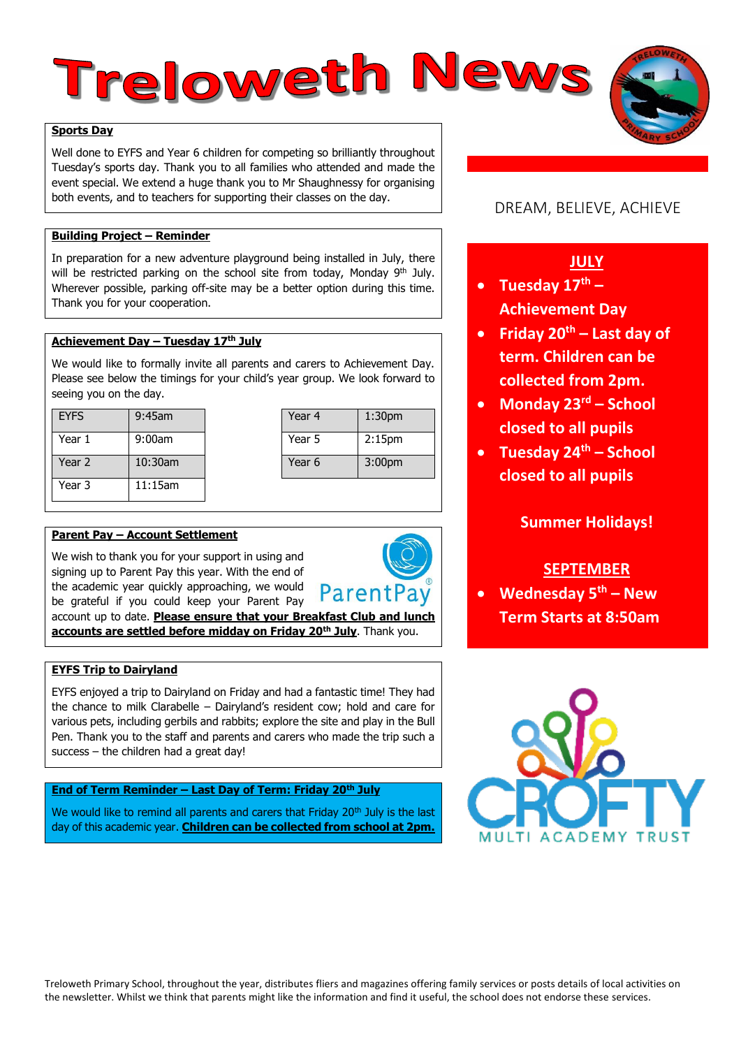# Treloweth News

DREAM, BELIEVE, ACHIEVE

## Sports Day

Well done to EYFS and Year 6 children for competing so brilliantly throughout Tuesday's sports day. Thank you to all families who attended and made the event special. We extend a huge thank you to Mr Shaughnessy for organising both events, and to teachers for supporting their classes on the day.

## Building Project – Reminder

In preparation for a new adventure playground being installed in July, there will be restricted parking on the school site from today, Monday 9th July. Wherever possible, parking off-site may be a better option during this time. Thank you for your cooperation.

## Achievement Day – Tuesday 17th July

We would like to formally invite all parents and carers to Achievement Day. Please see below the timings for your child's year group. We look forward to seeing you on the day.

| Year Group | Time |
|---|---|
| EYFS | 9:45am |
| Year 1 | 9:00am |
| Year 2 | 10:30am |
| Year 3 | 11:15am |
| Year 4 | 1:30pm |
| Year 5 | 2:15pm |
| Year 6 | 3:00pm |

## Parent Pay – Account Settlement

We wish to thank you for your support in using and signing up to Parent Pay this year. With the end of the academic year quickly approaching, we would be grateful if you could keep your Parent Pay account up to date. **Please ensure that your Breakfast Club and lunch accounts are settled before midday on Friday 20th July**. Thank you.

## EYFS Trip to Dairyland

EYFS enjoyed a trip to Dairyland on Friday and had a fantastic time! They had the chance to milk Clarabelle – Dairyland's resident cow; hold and care for various pets, including gerbils and rabbits; explore the site and play in the Bull Pen. Thank you to the staff and parents and carers who made the trip such a success – the children had a great day!

## End of Term Reminder – Last Day of Term: Friday 20th July

We would like to remind all parents and carers that Friday 20th July is the last day of this academic year. **Children can be collected from school at 2pm.**

## JULY

- **Tuesday 17th – Achievement Day**
- **Friday 20th – Last day of term. Children can be collected from 2pm.**
- **Monday 23rd – School closed to all pupils**
- **Tuesday 24th – School closed to all pupils**

**Summer Holidays!**

## SEPTEMBER

- **Wednesday 5th – New Term Starts at 8:50am**

CROFTY MULTI ACADEMY TRUST

Treloweth Primary School, throughout the year, distributes fliers and magazines offering family services or posts details of local activities on the newsletter. Whilst we think that parents might like the information and find it useful, the school does not endorse these services.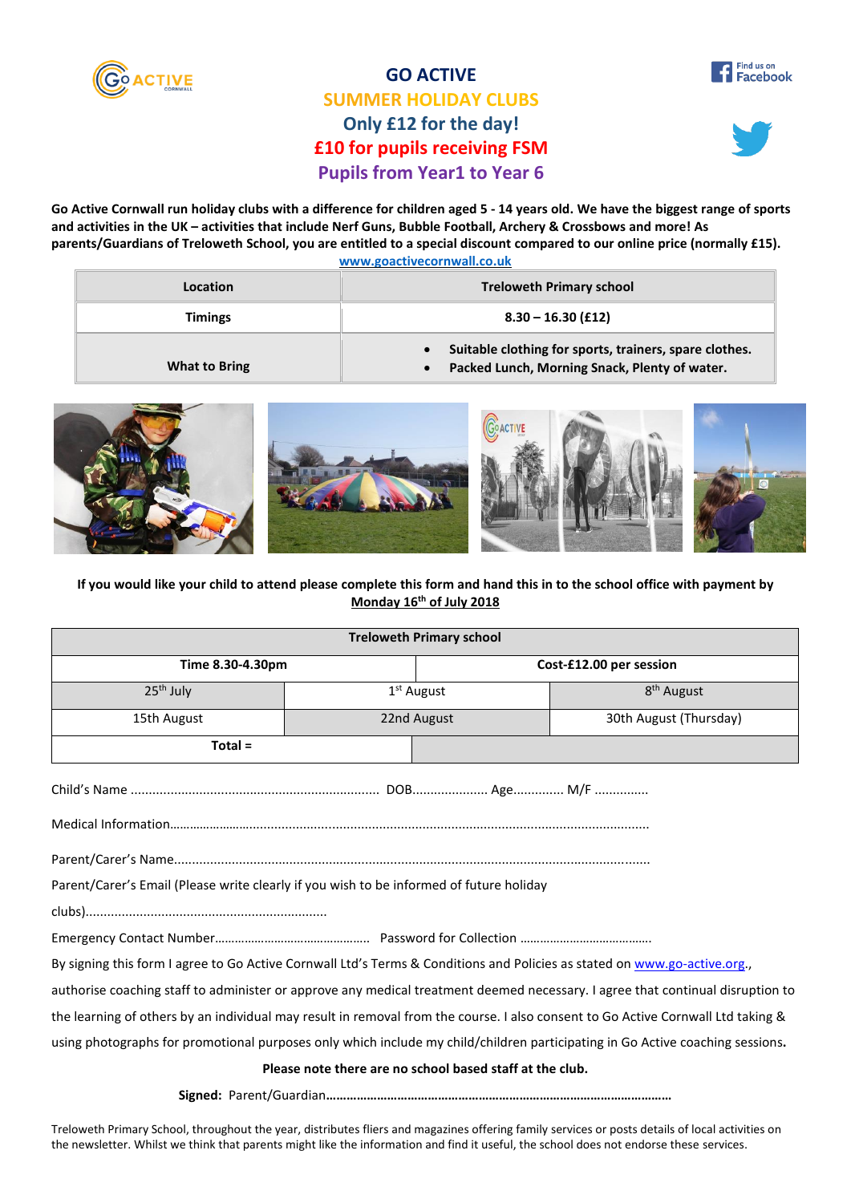# GO ACTIVE

## SUMMER HOLIDAY CLUBS

## Only £12 for the day!

## £10 for pupils receiving FSM

## Pupils from Year1 to Year 6

**Go Active Cornwall run holiday clubs with a difference for children aged 5 - 14 years old. We have the biggest range of sports and activities in the UK – activities that include Nerf Guns, Bubble Football, Archery & Crossbows and more! As parents/Guardians of Treloweth School, you are entitled to a special discount compared to our online price (normally £15).**

www.goactivecornwall.co.uk

| Location | Treloweth Primary school |
|---|---|
| Timings | 8.30 – 16.30 (£12) |
| What to Bring | • Suitable clothing for sports, trainers, spare clothes.<br>• Packed Lunch, Morning Snack, Plenty of water. |

**If you would like your child to attend please complete this form and hand this in to the school office with payment by Monday 16th of July 2018**

| Treloweth Primary school | | |
|---|---|---|
| Time 8.30-4.30pm | Cost-£12.00 per session | |
| 25th July | 1st August | 8th August |
| 15th August | 22nd August | 30th August (Thursday) |
| Total = | | |

Child's Name ..................................................................... DOB..................... Age............. M/F ...............

Medical Information.................................................................................................................................

Parent/Carer's Name.................................................................................................................................

Parent/Carer's Email (Please write clearly if you wish to be informed of future holiday clubs)..................................................................

Emergency Contact Number............................................. Password for Collection .......................................

By signing this form I agree to Go Active Cornwall Ltd's Terms & Conditions and Policies as stated on www.go-active.org., authorise coaching staff to administer or approve any medical treatment deemed necessary. I agree that continual disruption to the learning of others by an individual may result in removal from the course. I also consent to Go Active Cornwall Ltd taking & using photographs for promotional purposes only which include my child/children participating in Go Active coaching sessions.

**Please note there are no school based staff at the club.**

**Signed:** Parent/Guardian.................................................................................................

Treloweth Primary School, throughout the year, distributes fliers and magazines offering family services or posts details of local activities on the newsletter. Whilst we think that parents might like the information and find it useful, the school does not endorse these services.